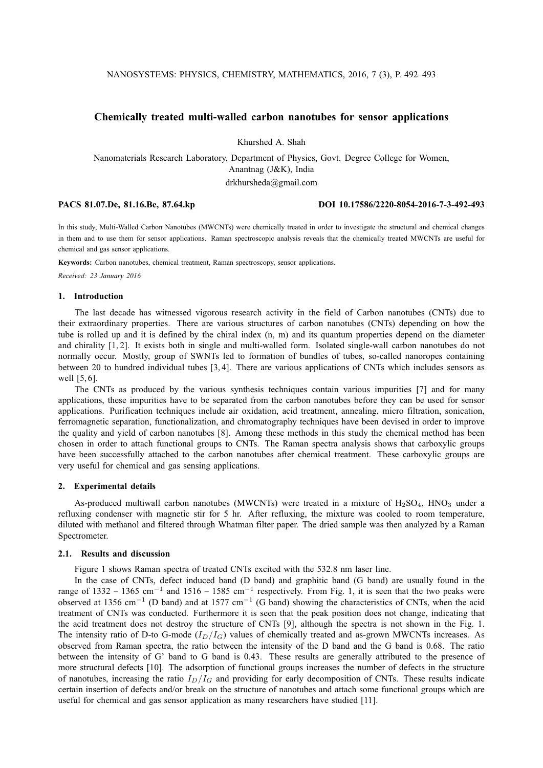# Chemically treated multi-walled carbon nanotubes for sensor applications

Khurshed A. Shah

Nanomaterials Research Laboratory, Department of Physics, Govt. Degree College for Women, Anantnag (J&K), India

drkhursheda@gmail.com

**PACS 81.07.De, 81.16.Be, 87.64.kp** **DOI 10.17586/2220-8054-2016-7-3-492-493**

In this study, Multi-Walled Carbon Nanotubes (MWCNTs) were chemically treated in order to investigate the structural and chemical changes in them and to use them for sensor applications. Raman spectroscopic analysis reveals that the chemically treated MWCNTs are useful for chemical and gas sensor applications.

**Keywords:** Carbon nanotubes, chemical treatment, Raman spectroscopy, sensor applications.

*Received: 23 January 2016*

## 1. Introduction

The last decade has witnessed vigorous research activity in the field of Carbon nanotubes (CNTs) due to their extraordinary properties. There are various structures of carbon nanotubes (CNTs) depending on how the tube is rolled up and it is defined by the chiral index (n, m) and its quantum properties depend on the diameter and chirality [1, 2]. It exists both in single and multi-walled form. Isolated single-wall carbon nanotubes do not normally occur. Mostly, group of SWNTs led to formation of bundles of tubes, so-called nanoropes containing between 20 to hundred individual tubes [3, 4]. There are various applications of CNTs which includes sensors as well [5, 6].

The CNTs as produced by the various synthesis techniques contain various impurities [7] and for many applications, these impurities have to be separated from the carbon nanotubes before they can be used for sensor applications. Purification techniques include air oxidation, acid treatment, annealing, micro filtration, sonication, ferromagnetic separation, functionalization, and chromatography techniques have been devised in order to improve the quality and yield of carbon nanotubes [8]. Among these methods in this study the chemical method has been chosen in order to attach functional groups to CNTs. The Raman spectra analysis shows that carboxylic groups have been successfully attached to the carbon nanotubes after chemical treatment. These carboxylic groups are very useful for chemical and gas sensing applications.

## 2. Experimental details

As-produced multiwall carbon nanotubes (MWCNTs) were treated in a mixture of $H_2SO_4$, $HNO_3$ under a refluxing condenser with magnetic stir for 5 hr. After refluxing, the mixture was cooled to room temperature, diluted with methanol and filtered through Whatman filter paper. The dried sample was then analyzed by a Raman Spectrometer.

### 2.1. Results and discussion

Figure 1 shows Raman spectra of treated CNTs excited with the 532.8 nm laser line.

In the case of CNTs, defect induced band (D band) and graphitic band (G band) are usually found in the range of 1332 – 1365 $cm^{-1}$ and 1516 – 1585 $cm^{-1}$ respectively. From Fig. 1, it is seen that the two peaks were observed at 1356 $cm^{-1}$ (D band) and at 1577 $cm^{-1}$ (G band) showing the characteristics of CNTs, when the acid treatment of CNTs was conducted. Furthermore it is seen that the peak position does not change, indicating that the acid treatment does not destroy the structure of CNTs [9], although the spectra is not shown in the Fig. 1. The intensity ratio of D-to G-mode ($I_D/I_G$) values of chemically treated and as-grown MWCNTs increases. As observed from Raman spectra, the ratio between the intensity of the D band and the G band is 0.68. The ratio between the intensity of G' band to G band is 0.43. These results are generally attributed to the presence of more structural defects [10]. The adsorption of functional groups increases the number of defects in the structure of nanotubes, increasing the ratio $I_D/I_G$ and providing for early decomposition of CNTs. These results indicate certain insertion of defects and/or break on the structure of nanotubes and attach some functional groups which are useful for chemical and gas sensor application as many researchers have studied [11].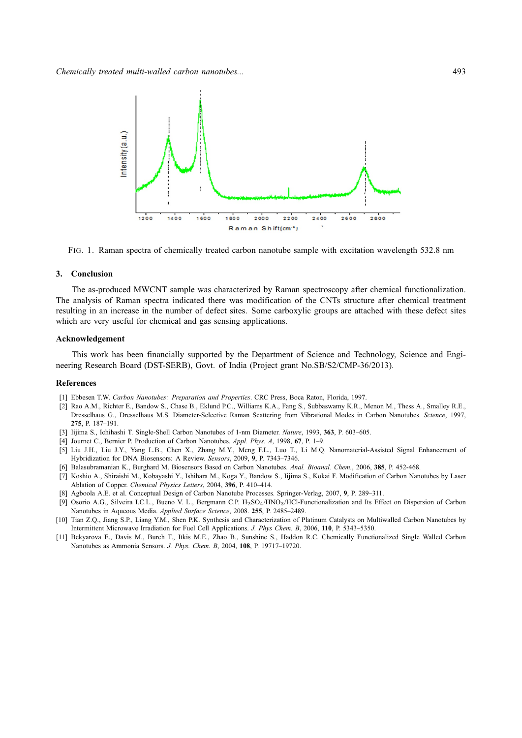Intensity (a.u.)

1200 1400 1600 1800 2000 2200 2400 2600 2800

Raman Shift(cm$^{-1}$)

FIG. 1. Raman spectra of chemically treated carbon nanotube sample with excitation wavelength 532.8 nm

## 3. Conclusion

The as-produced MWCNT sample was characterized by Raman spectroscopy after chemical functionalization. The analysis of Raman spectra indicated there was modification of the CNTs structure after chemical treatment resulting in an increase in the number of defect sites. Some carboxylic groups are attached with these defect sites which are very useful for chemical and gas sensing applications.

## Acknowledgement

This work has been financially supported by the Department of Science and Technology, Science and Engineering Research Board (DST-SERB), Govt. of India (Project grant No.SB/S2/CMP-36/2013).

## References

[1] Ebbesen T.W. *Carbon Nanotubes: Preparation and Properties*. CRC Press, Boca Raton, Florida, 1997.

[2] Rao A.M., Richter E., Bandow S., Chase B., Eklund P.C., Williams K.A., Fang S., Subbaswamy K.R., Menon M., Thess A., Smalley R.E., Dresselhaus G., Dresselhaus M.S. Diameter-Selective Raman Scattering from Vibrational Modes in Carbon Nanotubes. *Science*, 1997, **275**, P. 187–191.

[3] Iijima S., Ichihashi T. Single-Shell Carbon Nanotubes of 1-nm Diameter. *Nature*, 1993, **363**, P. 603–605.

[4] Journet C., Bernier P. Production of Carbon Nanotubes. *Appl. Phys. A*, 1998, **67**, P. 1–9.

[5] Liu J.H., Liu J.Y., Yang L.B., Chen X., Zhang M.Y., Meng F.L., Luo T., Li M.Q. Nanomaterial-Assisted Signal Enhancement of Hybridization for DNA Biosensors: A Review. *Sensors*, 2009, **9**, P. 7343–7346.

[6] Balasubramanian K., Burghard M. Biosensors Based on Carbon Nanotubes. *Anal. Bioanal. Chem.*, 2006, **385**, P. 452-468.

[7] Koshio A., Shiraishi M., Kobayashi Y., Ishihara M., Koga Y., Bandow S., Iijima S., Kokai F. Modification of Carbon Nanotubes by Laser Ablation of Copper. *Chemical Physics Letters*, 2004, **396**, P. 410–414.

[8] Agboola A.E. et al. Conceptual Design of Carbon Nanotube Processes. Springer-Verlag, 2007, **9**, P. 289–311.

[9] Osorio A.G., Silveira I.C.L., Bueno V. L., Bergmann C.P. $H_2SO_4$/$HNO_3$/HCl-Functionalization and Its Effect on Dispersion of Carbon Nanotubes in Aqueous Media. *Applied Surface Science*, 2008. **255**, P. 2485–2489.

[10] Tian Z.Q., Jiang S.P., Liang Y.M., Shen P.K. Synthesis and Characterization of Platinum Catalysts on Multiwalled Carbon Nanotubes by Intermittent Microwave Irradiation for Fuel Cell Applications. *J. Phys Chem. B*, 2006, **110**, P. 5343–5350.

[11] Bekyarova E., Davis M., Burch T., Itkis M.E., Zhao B., Sunshine S., Haddon R.C. Chemically Functionalized Single Walled Carbon Nanotubes as Ammonia Sensors. *J. Phys. Chem. B*, 2004, **108**, P. 19717–19720.